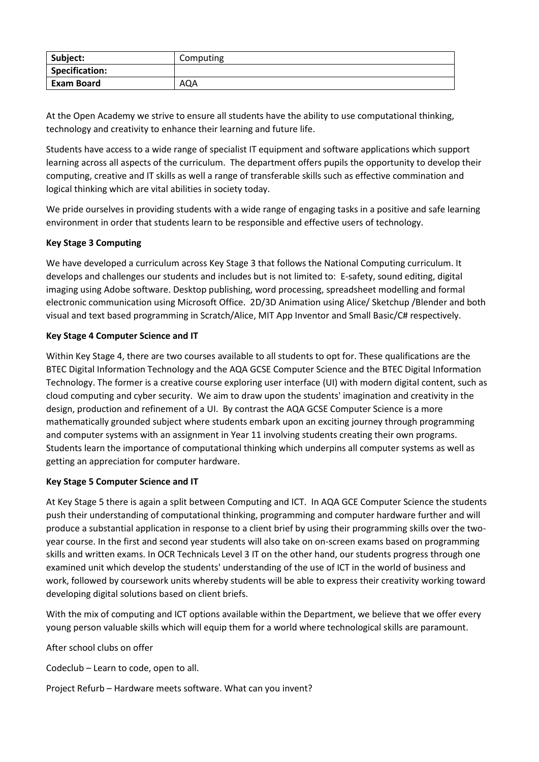| Subject: | Computing |
| --- | --- |
| **Specification:** | |
| **Exam Board** | AQA |

At the Open Academy we strive to ensure all students have the ability to use computational thinking, technology and creativity to enhance their learning and future life.

Students have access to a wide range of specialist IT equipment and software applications which support learning across all aspects of the curriculum. The department offers pupils the opportunity to develop their computing, creative and IT skills as well a range of transferable skills such as effective commination and logical thinking which are vital abilities in society today.

We pride ourselves in providing students with a wide range of engaging tasks in a positive and safe learning environment in order that students learn to be responsible and effective users of technology.

**Key Stage 3 Computing**

We have developed a curriculum across Key Stage 3 that follows the National Computing curriculum. It develops and challenges our students and includes but is not limited to: E-safety, sound editing, digital imaging using Adobe software. Desktop publishing, word processing, spreadsheet modelling and formal electronic communication using Microsoft Office. 2D/3D Animation using Alice/ Sketchup /Blender and both visual and text based programming in Scratch/Alice, MIT App Inventor and Small Basic/C# respectively.

**Key Stage 4 Computer Science and IT**

Within Key Stage 4, there are two courses available to all students to opt for. These qualifications are the BTEC Digital Information Technology and the AQA GCSE Computer Science and the BTEC Digital Information Technology. The former is a creative course exploring user interface (UI) with modern digital content, such as cloud computing and cyber security. We aim to draw upon the students' imagination and creativity in the design, production and refinement of a UI. By contrast the AQA GCSE Computer Science is a more mathematically grounded subject where students embark upon an exciting journey through programming and computer systems with an assignment in Year 11 involving students creating their own programs. Students learn the importance of computational thinking which underpins all computer systems as well as getting an appreciation for computer hardware.

**Key Stage 5 Computer Science and IT**

At Key Stage 5 there is again a split between Computing and ICT. In AQA GCE Computer Science the students push their understanding of computational thinking, programming and computer hardware further and will produce a substantial application in response to a client brief by using their programming skills over the two-year course. In the first and second year students will also take on on-screen exams based on programming skills and written exams. In OCR Technicals Level 3 IT on the other hand, our students progress through one examined unit which develop the students' understanding of the use of ICT in the world of business and work, followed by coursework units whereby students will be able to express their creativity working toward developing digital solutions based on client briefs.

With the mix of computing and ICT options available within the Department, we believe that we offer every young person valuable skills which will equip them for a world where technological skills are paramount.

After school clubs on offer

Codeclub – Learn to code, open to all.

Project Refurb – Hardware meets software. What can you invent?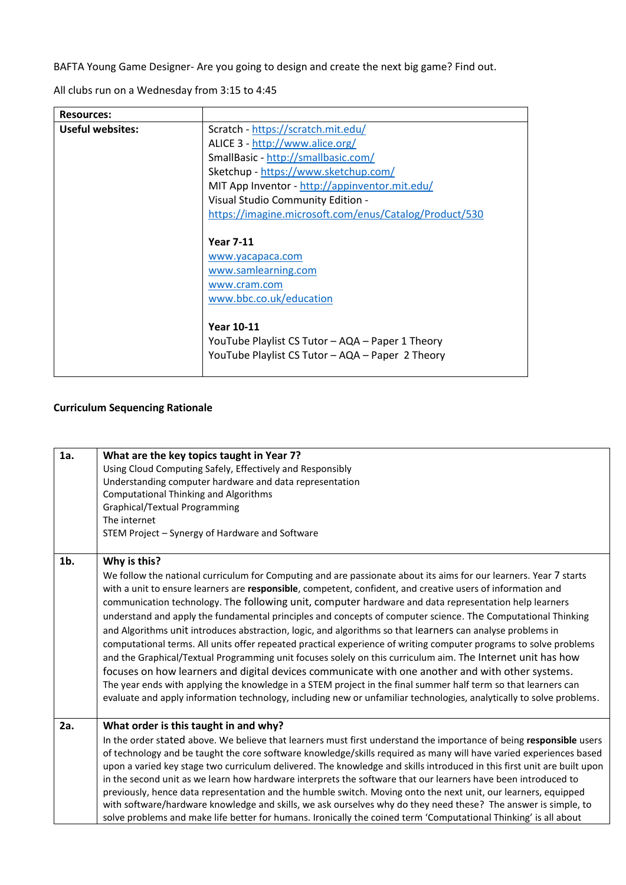BAFTA Young Game Designer- Are you going to design and create the next big game? Find out.

All clubs run on a Wednesday from 3:15 to 4:45

| **Resources:** | |
|---|---|
| **Useful websites:** | Scratch - https://scratch.mit.edu/<br>ALICE 3 - http://www.alice.org/<br>SmallBasic - http://smallbasic.com/<br>Sketchup - https://www.sketchup.com/<br>MIT App Inventor - http://appinventor.mit.edu/<br>Visual Studio Community Edition - https://imagine.microsoft.com/enus/Catalog/Product/530<br><br>**Year 7-11**<br>www.yacapaca.com<br>www.samlearning.com<br>www.cram.com<br>www.bbc.co.uk/education<br><br>**Year 10-11**<br>YouTube Playlist CS Tutor – AQA – Paper 1 Theory<br>YouTube Playlist CS Tutor – AQA – Paper 2 Theory |

**Curriculum Sequencing Rationale**

| | |
|---|---|
| **1a.** | **What are the key topics taught in Year 7?**<br>Using Cloud Computing Safely, Effectively and Responsibly<br>Understanding computer hardware and data representation<br>Computational Thinking and Algorithms<br>Graphical/Textual Programming<br>The internet<br>STEM Project – Synergy of Hardware and Software |
| **1b.** | **Why is this?**<br>We follow the national curriculum for Computing and are passionate about its aims for our learners. Year 7 starts with a unit to ensure learners are **responsible**, competent, confident, and creative users of information and communication technology. The following unit, computer hardware and data representation help learners understand and apply the fundamental principles and concepts of computer science. The Computational Thinking and Algorithms unit introduces abstraction, logic, and algorithms so that learners can analyse problems in computational terms. All units offer repeated practical experience of writing computer programs to solve problems and the Graphical/Textual Programming unit focuses solely on this curriculum aim. The Internet unit has how focuses on how learners and digital devices communicate with one another and with other systems. The year ends with applying the knowledge in a STEM project in the final summer half term so that learners can evaluate and apply information technology, including new or unfamiliar technologies, analytically to solve problems. |
| **2a.** | **What order is this taught in and why?**<br>In the order stated above. We believe that learners must first understand the importance of being **responsible** users of technology and be taught the core software knowledge/skills required as many will have varied experiences based upon a varied key stage two curriculum delivered. The knowledge and skills introduced in this first unit are built upon in the second unit as we learn how hardware interprets the software that our learners have been introduced to previously, hence data representation and the humble switch. Moving onto the next unit, our learners, equipped with software/hardware knowledge and skills, we ask ourselves why do they need these? The answer is simple, to solve problems and make life better for humans. Ironically the coined term 'Computational Thinking' is all about |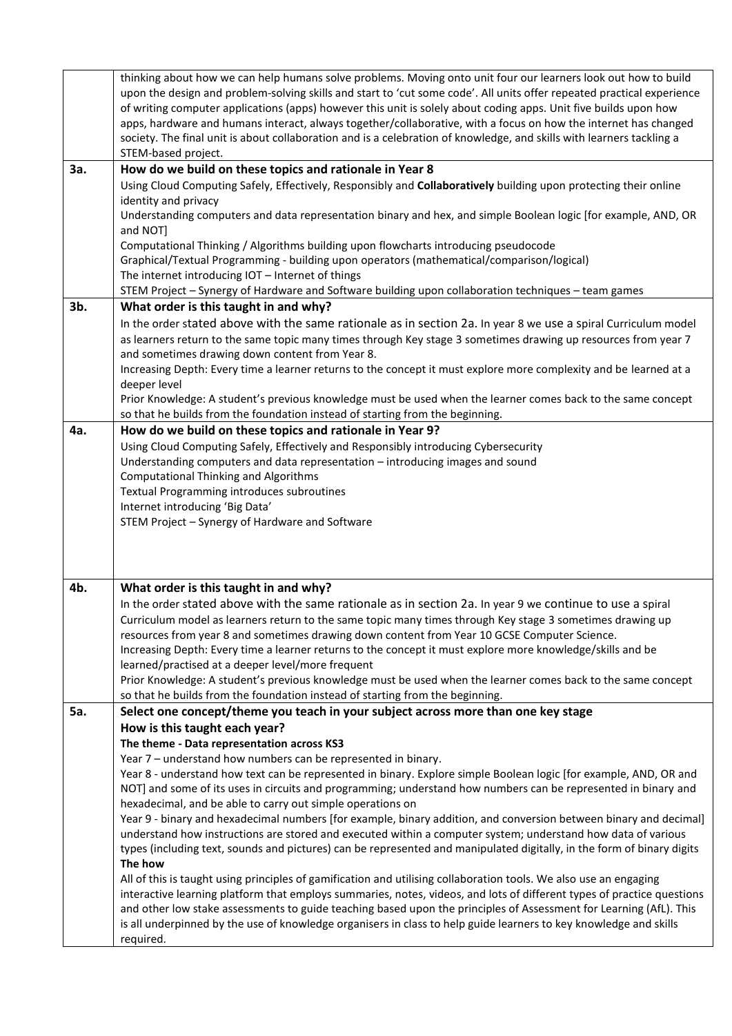| | |
|---|---|
| | thinking about how we can help humans solve problems. Moving onto unit four our learners look out how to build upon the design and problem-solving skills and start to 'cut some code'. All units offer repeated practical experience of writing computer applications (apps) however this unit is solely about coding apps. Unit five builds upon how apps, hardware and humans interact, always together/collaborative, with a focus on how the internet has changed society. The final unit is about collaboration and is a celebration of knowledge, and skills with learners tackling a STEM-based project. |
| **3a.** | **How do we build on these topics and rationale in Year 8**<br>Using Cloud Computing Safely, Effectively, Responsibly and **Collaboratively** building upon protecting their online identity and privacy<br>Understanding computers and data representation binary and hex, and simple Boolean logic [for example, AND, OR and NOT]<br>Computational Thinking / Algorithms building upon flowcharts introducing pseudocode<br>Graphical/Textual Programming - building upon operators (mathematical/comparison/logical)<br>The internet introducing IOT – Internet of things<br>STEM Project – Synergy of Hardware and Software building upon collaboration techniques – team games |
| **3b.** | **What order is this taught in and why?**<br>In the order stated above with the same rationale as in section 2a. In year 8 we use a spiral Curriculum model as learners return to the same topic many times through Key stage 3 sometimes drawing up resources from year 7 and sometimes drawing down content from Year 8.<br>Increasing Depth: Every time a learner returns to the concept it must explore more complexity and be learned at a deeper level<br>Prior Knowledge: A student's previous knowledge must be used when the learner comes back to the same concept so that he builds from the foundation instead of starting from the beginning. |
| **4a.** | **How do we build on these topics and rationale in Year 9?**<br>Using Cloud Computing Safely, Effectively and Responsibly introducing Cybersecurity<br>Understanding computers and data representation – introducing images and sound<br>Computational Thinking and Algorithms<br>Textual Programming introduces subroutines<br>Internet introducing 'Big Data'<br>STEM Project – Synergy of Hardware and Software |
| **4b.** | **What order is this taught in and why?**<br>In the order stated above with the same rationale as in section 2a. In year 9 we continue to use a spiral Curriculum model as learners return to the same topic many times through Key stage 3 sometimes drawing up resources from year 8 and sometimes drawing down content from Year 10 GCSE Computer Science.<br>Increasing Depth: Every time a learner returns to the concept it must explore more knowledge/skills and be learned/practised at a deeper level/more frequent<br>Prior Knowledge: A student's previous knowledge must be used when the learner comes back to the same concept so that he builds from the foundation instead of starting from the beginning. |
| **5a.** | **Select one concept/theme you teach in your subject across more than one key stage**<br>**How is this taught each year?**<br>**The theme - Data representation across KS3**<br>Year 7 – understand how numbers can be represented in binary.<br>Year 8 - understand how text can be represented in binary. Explore simple Boolean logic [for example, AND, OR and NOT] and some of its uses in circuits and programming; understand how numbers can be represented in binary and hexadecimal, and be able to carry out simple operations on<br>Year 9 - binary and hexadecimal numbers [for example, binary addition, and conversion between binary and decimal] understand how instructions are stored and executed within a computer system; understand how data of various types (including text, sounds and pictures) can be represented and manipulated digitally, in the form of binary digits<br>**The how**<br>All of this is taught using principles of gamification and utilising collaboration tools. We also use an engaging interactive learning platform that employs summaries, notes, videos, and lots of different types of practice questions and other low stake assessments to guide teaching based upon the principles of Assessment for Learning (AfL). This is all underpinned by the use of knowledge organisers in class to help guide learners to key knowledge and skills required. |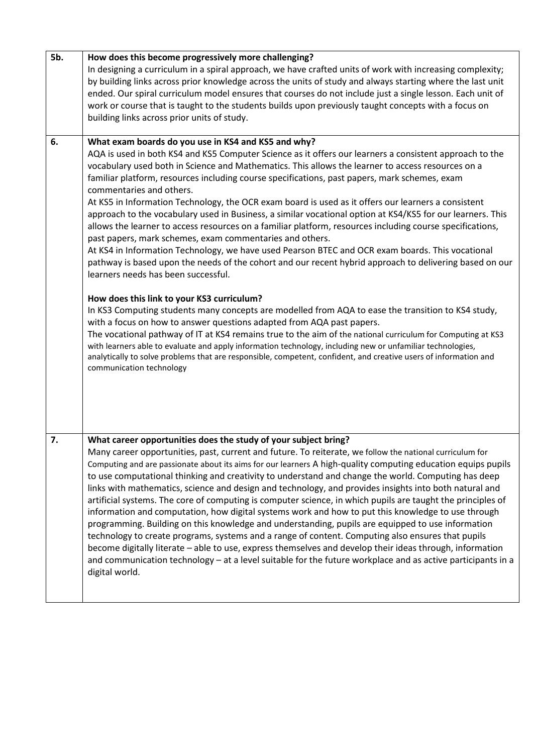| | |
|---|---|
| **5b.** | **How does this become progressively more challenging?**<br>In designing a curriculum in a spiral approach, we have crafted units of work with increasing complexity; by building links across prior knowledge across the units of study and always starting where the last unit ended. Our spiral curriculum model ensures that courses do not include just a single lesson. Each unit of work or course that is taught to the students builds upon previously taught concepts with a focus on building links across prior units of study. |
| **6.** | **What exam boards do you use in KS4 and KS5 and why?**<br>AQA is used in both KS4 and KS5 Computer Science as it offers our learners a consistent approach to the vocabulary used both in Science and Mathematics. This allows the learner to access resources on a familiar platform, resources including course specifications, past papers, mark schemes, exam commentaries and others.<br>At KS5 in Information Technology, the OCR exam board is used as it offers our learners a consistent approach to the vocabulary used in Business, a similar vocational option at KS4/KS5 for our learners. This allows the learner to access resources on a familiar platform, resources including course specifications, past papers, mark schemes, exam commentaries and others.<br>At KS4 in Information Technology, we have used Pearson BTEC and OCR exam boards. This vocational pathway is based upon the needs of the cohort and our recent hybrid approach to delivering based on our learners needs has been successful.<br><br>**How does this link to your KS3 curriculum?**<br>In KS3 Computing students many concepts are modelled from AQA to ease the transition to KS4 study, with a focus on how to answer questions adapted from AQA past papers.<br>The vocational pathway of IT at KS4 remains true to the aim of the national curriculum for Computing at KS3 with learners able to evaluate and apply information technology, including new or unfamiliar technologies, analytically to solve problems that are responsible, competent, confident, and creative users of information and communication technology |
| **7.** | **What career opportunities does the study of your subject bring?**<br>Many career opportunities, past, current and future. To reiterate, we follow the national curriculum for Computing and are passionate about its aims for our learners A high-quality computing education equips pupils to use computational thinking and creativity to understand and change the world. Computing has deep links with mathematics, science and design and technology, and provides insights into both natural and artificial systems. The core of computing is computer science, in which pupils are taught the principles of information and computation, how digital systems work and how to put this knowledge to use through programming. Building on this knowledge and understanding, pupils are equipped to use information technology to create programs, systems and a range of content. Computing also ensures that pupils become digitally literate – able to use, express themselves and develop their ideas through, information and communication technology – at a level suitable for the future workplace and as active participants in a digital world. |